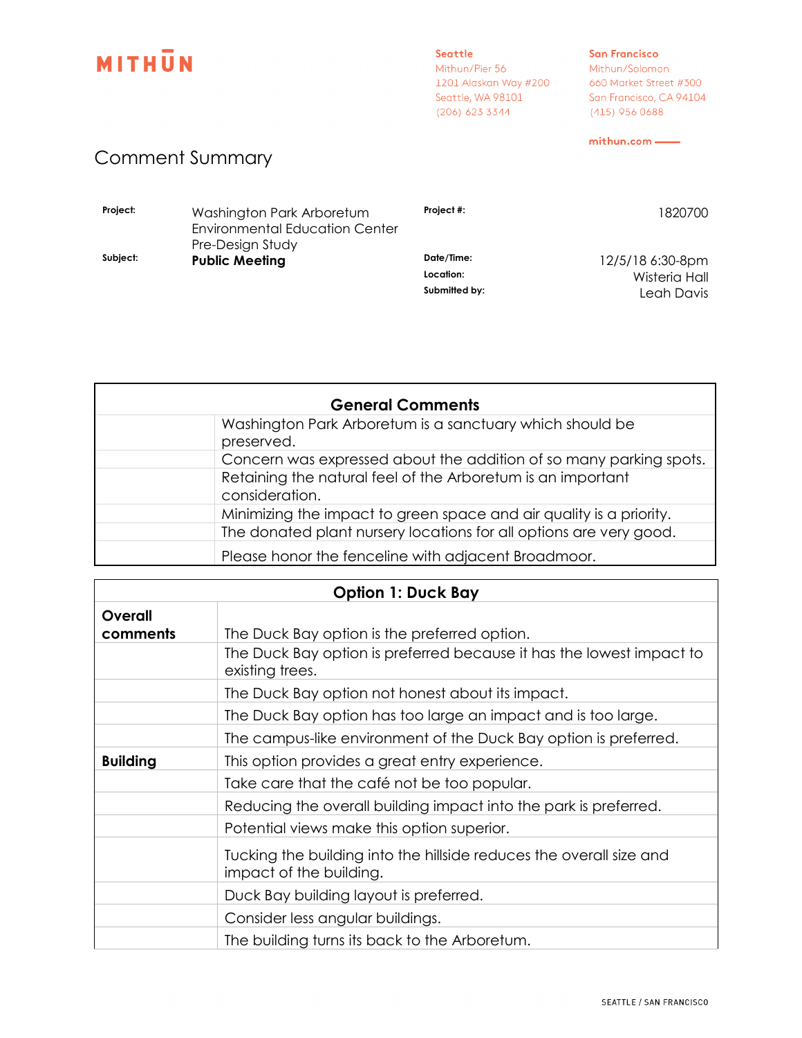MITHUN

**Seattle**
Mithun/Pier 56
1201 Alaskan Way #200
Seattle, WA 98101
(206) 623 3344

**San Francisco**
Mithun/Solomon
660 Market Street #300
San Francisco, CA 94104
(415) 956 0688

**mithun.com**

# Comment Summary

| | | | |
|---|---|---|---|
| **Project:** | Washington Park Arboretum Environmental Education Center Pre-Design Study | **Project #:** | 1820700 |
| **Subject:** | **Public Meeting** | **Date/Time:** | 12/5/18 6:30-8pm |
| | | **Location:** | Wisteria Hall |
| | | **Submitted by:** | Leah Davis |

| **General Comments** | |
|---|---|
| | Washington Park Arboretum is a sanctuary which should be preserved. |
| | Concern was expressed about the addition of so many parking spots. |
| | Retaining the natural feel of the Arboretum is an important consideration. |
| | Minimizing the impact to green space and air quality is a priority. |
| | The donated plant nursery locations for all options are very good. |
| | Please honor the fenceline with adjacent Broadmoor. |

| **Option 1: Duck Bay** | |
|---|---|
| **Overall comments** | The Duck Bay option is the preferred option. |
| | The Duck Bay option is preferred because it has the lowest impact to existing trees. |
| | The Duck Bay option not honest about its impact. |
| | The Duck Bay option has too large an impact and is too large. |
| | The campus-like environment of the Duck Bay option is preferred. |
| **Building** | This option provides a great entry experience. |
| | Take care that the café not be too popular. |
| | Reducing the overall building impact into the park is preferred. |
| | Potential views make this option superior. |
| | Tucking the building into the hillside reduces the overall size and impact of the building. |
| | Duck Bay building layout is preferred. |
| | Consider less angular buildings. |
| | The building turns its back to the Arboretum. |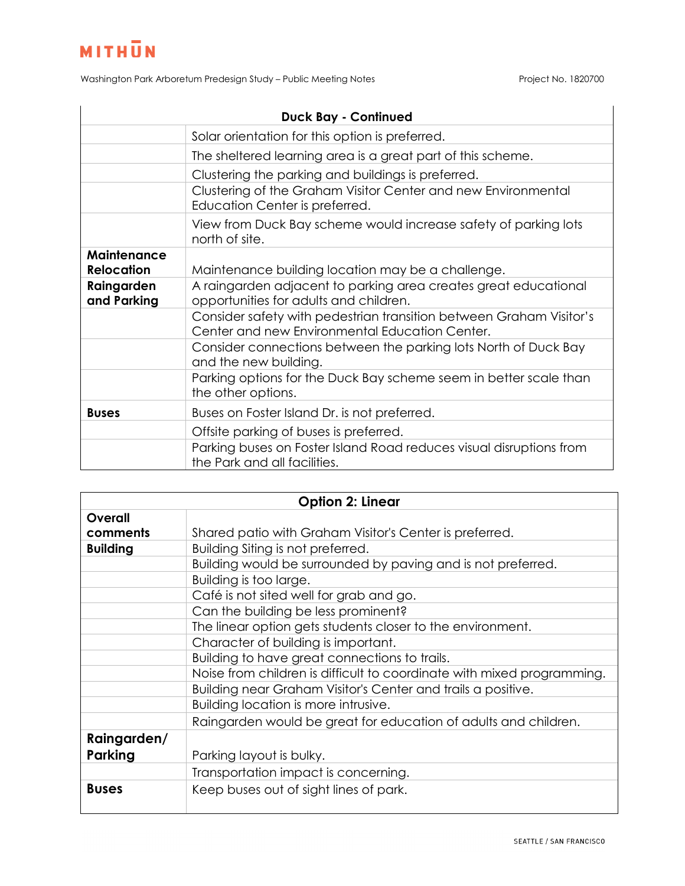| Duck Bay - Continued | |
|---|---|
| | Solar orientation for this option is preferred. |
| | The sheltered learning area is a great part of this scheme. |
| | Clustering the parking and buildings is preferred. |
| | Clustering of the Graham Visitor Center and new Environmental Education Center is preferred. |
| | View from Duck Bay scheme would increase safety of parking lots north of site. |
| **Maintenance Relocation** | Maintenance building location may be a challenge. |
| **Raingarden and Parking** | A raingarden adjacent to parking area creates great educational opportunities for adults and children. |
| | Consider safety with pedestrian transition between Graham Visitor's Center and new Environmental Education Center. |
| | Consider connections between the parking lots North of Duck Bay and the new building. |
| | Parking options for the Duck Bay scheme seem in better scale than the other options. |
| **Buses** | Buses on Foster Island Dr. is not preferred. |
| | Offsite parking of buses is preferred. |
| | Parking buses on Foster Island Road reduces visual disruptions from the Park and all facilities. |

| Option 2: Linear | |
|---|---|
| **Overall comments** | Shared patio with Graham Visitor's Center is preferred. |
| **Building** | Building Siting is not preferred. |
| | Building would be surrounded by paving and is not preferred. |
| | Building is too large. |
| | Café is not sited well for grab and go. |
| | Can the building be less prominent? |
| | The linear option gets students closer to the environment. |
| | Character of building is important. |
| | Building to have great connections to trails. |
| | Noise from children is difficult to coordinate with mixed programming. |
| | Building near Graham Visitor's Center and trails a positive. |
| | Building location is more intrusive. |
| | Raingarden would be great for education of adults and children. |
| **Raingarden/ Parking** | Parking layout is bulky. |
| | Transportation impact is concerning. |
| **Buses** | Keep buses out of sight lines of park. |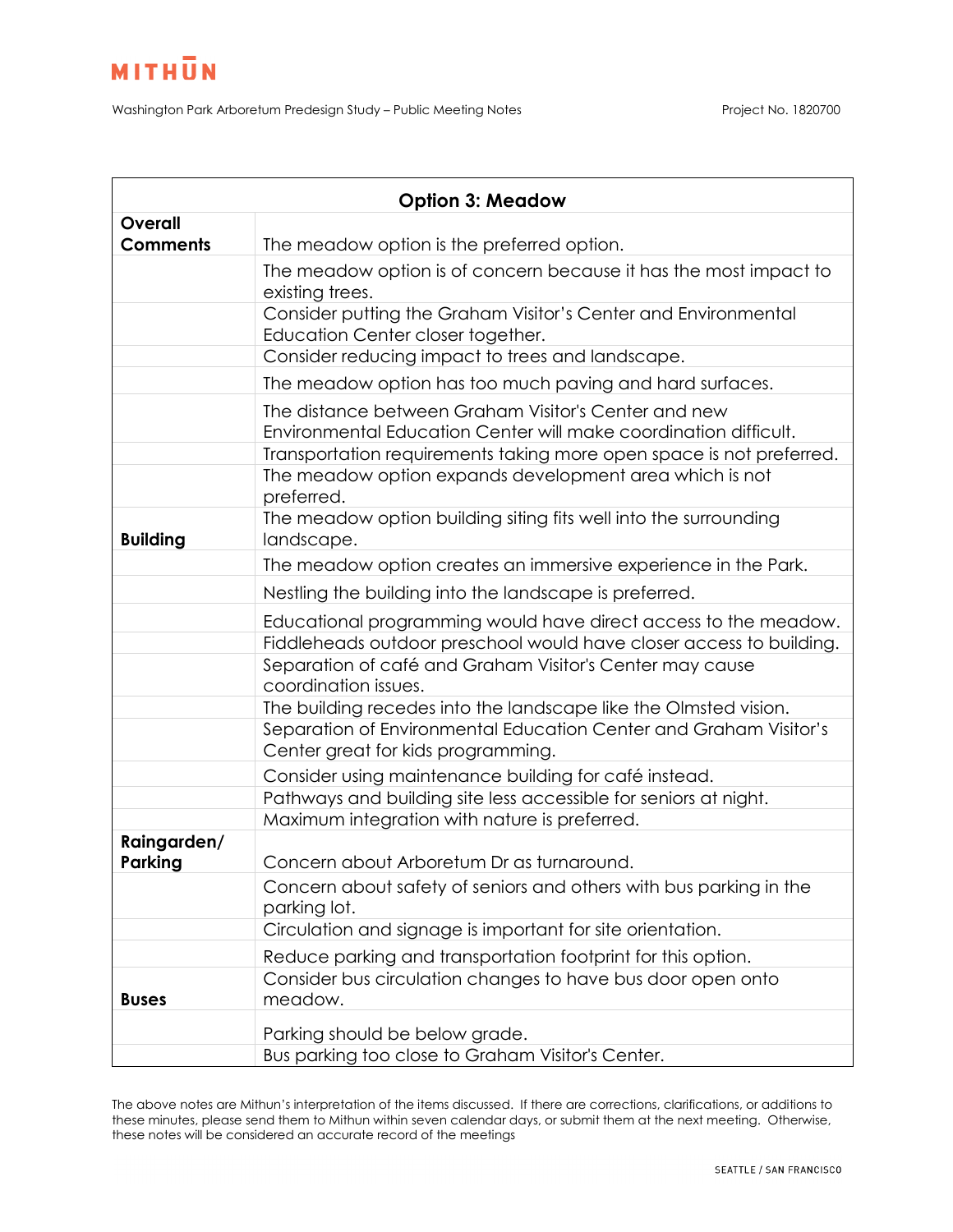| Option 3: Meadow | |
|---|---|
| **Overall Comments** | The meadow option is the preferred option. |
| | The meadow option is of concern because it has the most impact to existing trees. |
| | Consider putting the Graham Visitor's Center and Environmental Education Center closer together. |
| | Consider reducing impact to trees and landscape. |
| | The meadow option has too much paving and hard surfaces. |
| | The distance between Graham Visitor's Center and new Environmental Education Center will make coordination difficult. |
| | Transportation requirements taking more open space is not preferred. |
| | The meadow option expands development area which is not preferred. |
| **Building** | The meadow option building siting fits well into the surrounding landscape. |
| | The meadow option creates an immersive experience in the Park. |
| | Nestling the building into the landscape is preferred. |
| | Educational programming would have direct access to the meadow. |
| | Fiddleheads outdoor preschool would have closer access to building. |
| | Separation of café and Graham Visitor's Center may cause coordination issues. |
| | The building recedes into the landscape like the Olmsted vision. |
| | Separation of Environmental Education Center and Graham Visitor's Center great for kids programming. |
| | Consider using maintenance building for café instead. |
| | Pathways and building site less accessible for seniors at night. |
| | Maximum integration with nature is preferred. |
| **Raingarden/ Parking** | Concern about Arboretum Dr as turnaround. |
| | Concern about safety of seniors and others with bus parking in the parking lot. |
| | Circulation and signage is important for site orientation. |
| | Reduce parking and transportation footprint for this option. |
| **Buses** | Consider bus circulation changes to have bus door open onto meadow. |
| | Parking should be below grade. |
| | Bus parking too close to Graham Visitor's Center. |

The above notes are Mithun's interpretation of the items discussed. If there are corrections, clarifications, or additions to these minutes, please send them to Mithun within seven calendar days, or submit them at the next meeting. Otherwise, these notes will be considered an accurate record of the meetings